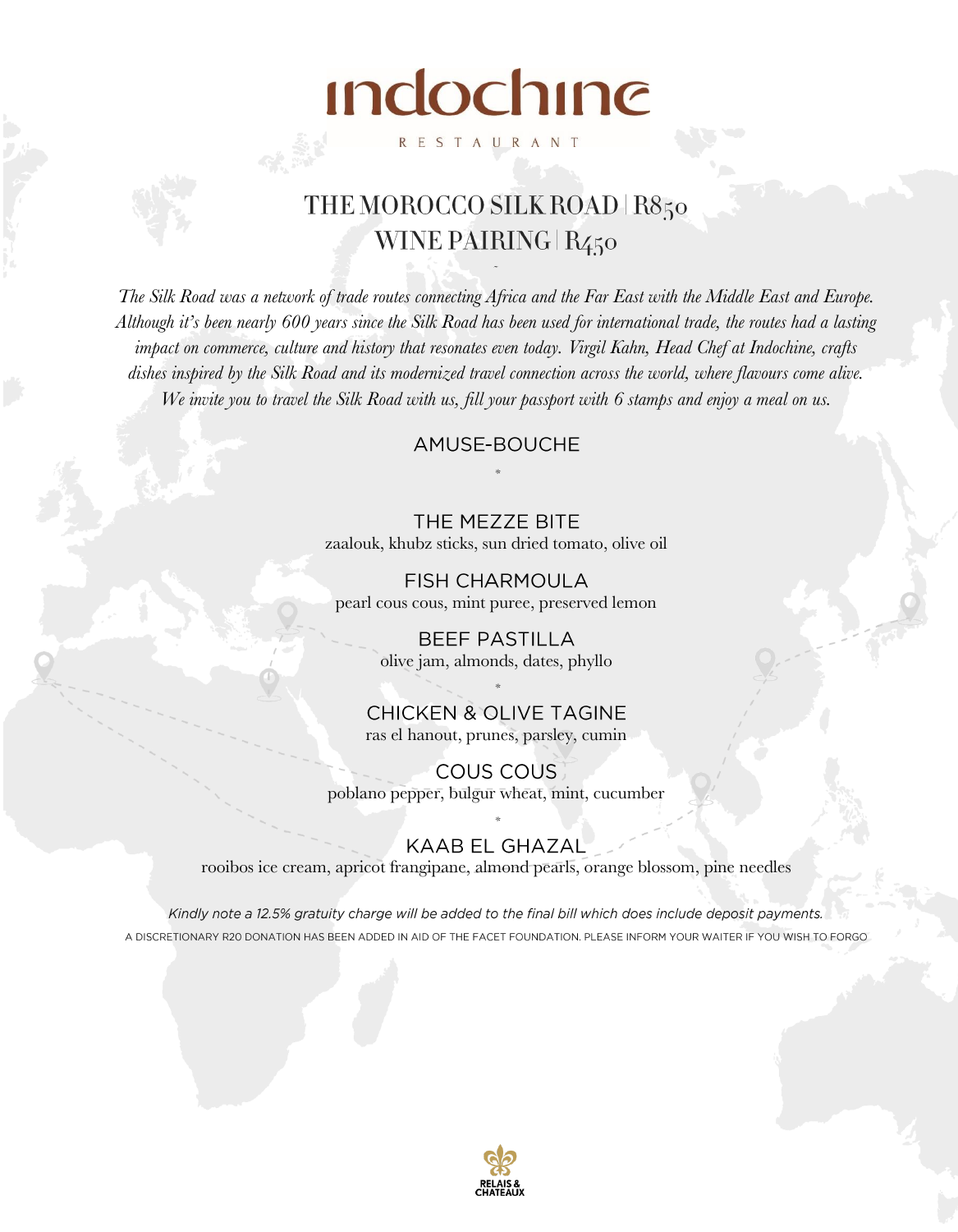# indochine

RESTAURANT

## THE MOROCCO SILK ROAD | R850
## WINE PAIRING | R450

-

*The Silk Road was a network of trade routes connecting Africa and the Far East with the Middle East and Europe. Although it's been nearly 600 years since the Silk Road has been used for international trade, the routes had a lasting impact on commerce, culture and history that resonates even today. Virgil Kahn, Head Chef at Indochine, crafts dishes inspired by the Silk Road and its modernized travel connection across the world, where flavours come alive. We invite you to travel the Silk Road with us, fill your passport with 6 stamps and enjoy a meal on us.*

### AMUSE-BOUCHE

*

### THE MEZZE BITE
zaalouk, khubz sticks, sun dried tomato, olive oil

### FISH CHARMOULA
pearl cous cous, mint puree, preserved lemon

### BEEF PASTILLA
olive jam, almonds, dates, phyllo

*

### CHICKEN & OLIVE TAGINE
ras el hanout, prunes, parsley, cumin

### COUS COUS
poblano pepper, bulgur wheat, mint, cucumber

*

### KAAB EL GHAZAL
rooibos ice cream, apricot frangipane, almond pearls, orange blossom, pine needles

*Kindly note a 12.5% gratuity charge will be added to the final bill which does include deposit payments.*

A DISCRETIONARY R20 DONATION HAS BEEN ADDED IN AID OF THE FACET FOUNDATION. PLEASE INFORM YOUR WAITER IF YOU WISH TO FORGO

RELAIS & CHATEAUX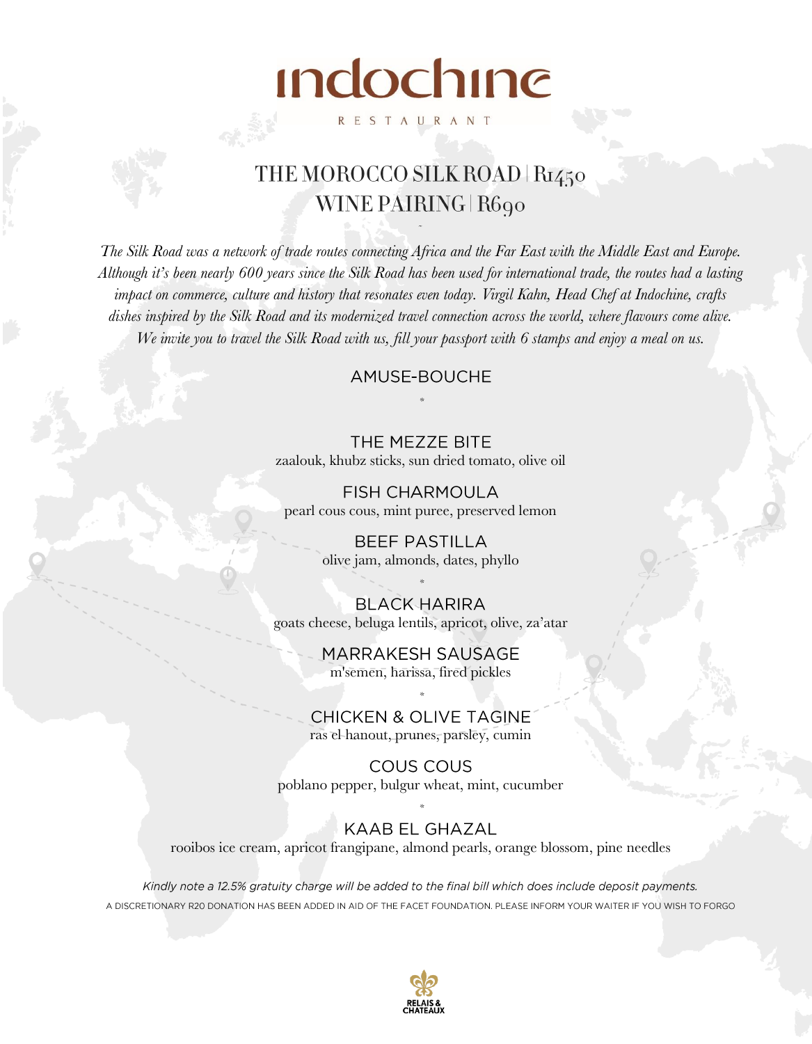# indochine

RESTAURANT

## THE MOROCCO SILK ROAD | R1450
## WINE PAIRING | R690

*The Silk Road was a network of trade routes connecting Africa and the Far East with the Middle East and Europe. Although it's been nearly 600 years since the Silk Road has been used for international trade, the routes had a lasting impact on commerce, culture and history that resonates even today. Virgil Kahn, Head Chef at Indochine, crafts dishes inspired by the Silk Road and its modernized travel connection across the world, where flavours come alive. We invite you to travel the Silk Road with us, fill your passport with 6 stamps and enjoy a meal on us.*

### AMUSE-BOUCHE

*

### THE MEZZE BITE
zaalouk, khubz sticks, sun dried tomato, olive oil

### FISH CHARMOULA
pearl cous cous, mint puree, preserved lemon

### BEEF PASTILLA
olive jam, almonds, dates, phyllo

*

### BLACK HARIRA
goats cheese, beluga lentils, apricot, olive, za'atar

### MARRAKESH SAUSAGE
m'semen, harissa, fired pickles

*

### CHICKEN & OLIVE TAGINE
ras el hanout, prunes, parsley, cumin

### COUS COUS
poblano pepper, bulgur wheat, mint, cucumber

*

### KAAB EL GHAZAL
rooibos ice cream, apricot frangipane, almond pearls, orange blossom, pine needles

*Kindly note a 12.5% gratuity charge will be added to the final bill which does include deposit payments.*

A DISCRETIONARY R20 DONATION HAS BEEN ADDED IN AID OF THE FACET FOUNDATION. PLEASE INFORM YOUR WAITER IF YOU WISH TO FORGO

RELAIS & CHATEAUX